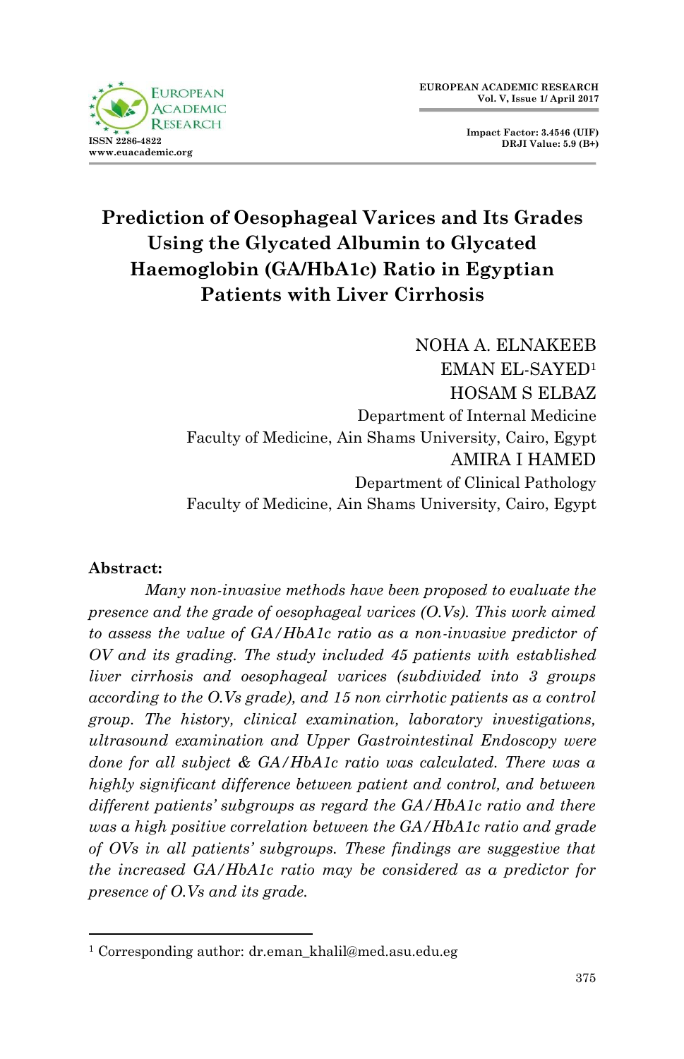# Prediction of Oesophageal Varices and Its Grades Using the Glycated Albumin to Glycated Haemoglobin (GA/HbA1c) Ratio in Egyptian Patients with Liver Cirrhosis

NOHA A. ELNAKEEB  
EMAN EL-SAYED[1]  
HOSAM S ELBAZ  
Department of Internal Medicine  
Faculty of Medicine, Ain Shams University, Cairo, Egypt  
AMIRA I HAMED  
Department of Clinical Pathology  
Faculty of Medicine, Ain Shams University, Cairo, Egypt

**Abstract:**

*Many non-invasive methods have been proposed to evaluate the presence and the grade of oesophageal varices (O.Vs). This work aimed to assess the value of GA/HbA1c ratio as a non-invasive predictor of OV and its grading. The study included 45 patients with established liver cirrhosis and oesophageal varices (subdivided into 3 groups according to the O.Vs grade), and 15 non cirrhotic patients as a control group. The history, clinical examination, laboratory investigations, ultrasound examination and Upper Gastrointestinal Endoscopy were done for all subject & GA/HbA1c ratio was calculated. There was a highly significant difference between patient and control, and between different patients' subgroups as regard the GA/HbA1c ratio and there was a high positive correlation between the GA/HbA1c ratio and grade of OVs in all patients' subgroups. These findings are suggestive that the increased GA/HbA1c ratio may be considered as a predictor for presence of O.Vs and its grade.*

---

[1] Corresponding author: dr.eman_khalil@med.asu.edu.eg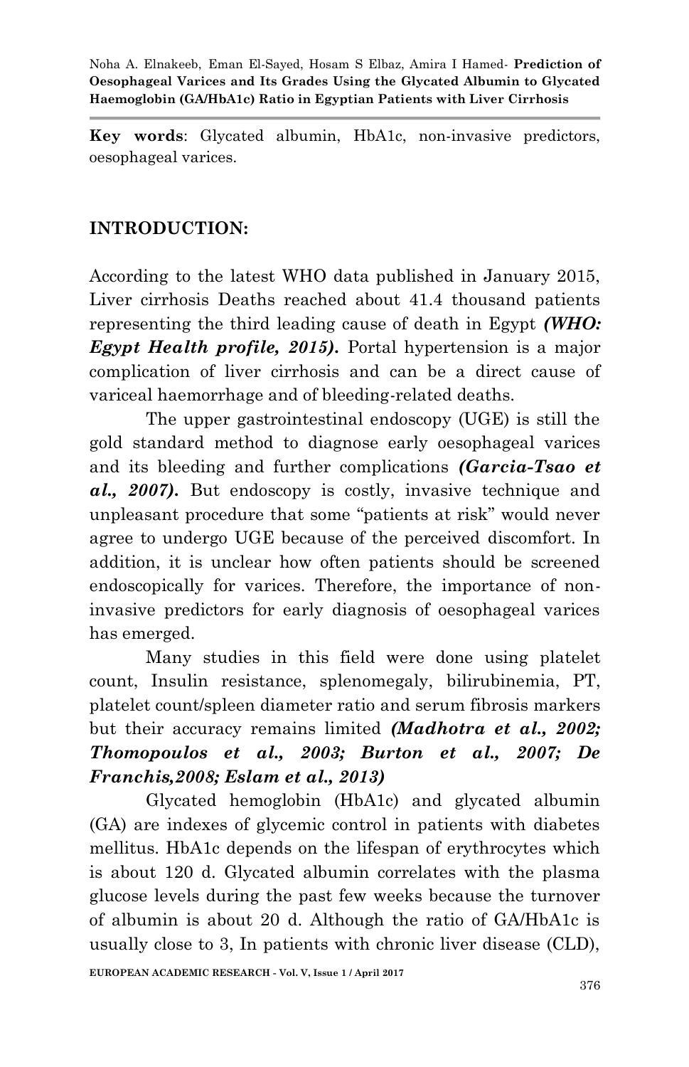**Key words**: Glycated albumin, HbA1c, non-invasive predictors, oesophageal varices.

## INTRODUCTION:

According to the latest WHO data published in January 2015, Liver cirrhosis Deaths reached about 41.4 thousand patients representing the third leading cause of death in Egypt ***(WHO: Egypt Health profile, 2015).*** Portal hypertension is a major complication of liver cirrhosis and can be a direct cause of variceal haemorrhage and of bleeding-related deaths.

The upper gastrointestinal endoscopy (UGE) is still the gold standard method to diagnose early oesophageal varices and its bleeding and further complications ***(Garcia-Tsao et al., 2007).*** But endoscopy is costly, invasive technique and unpleasant procedure that some "patients at risk" would never agree to undergo UGE because of the perceived discomfort. In addition, it is unclear how often patients should be screened endoscopically for varices. Therefore, the importance of non-invasive predictors for early diagnosis of oesophageal varices has emerged.

Many studies in this field were done using platelet count, Insulin resistance, splenomegaly, bilirubinemia, PT, platelet count/spleen diameter ratio and serum fibrosis markers but their accuracy remains limited ***(Madhotra et al., 2002; Thomopoulos et al., 2003; Burton et al., 2007; De Franchis,2008; Eslam et al., 2013)***

Glycated hemoglobin (HbA1c) and glycated albumin (GA) are indexes of glycemic control in patients with diabetes mellitus. HbA1c depends on the lifespan of erythrocytes which is about 120 d. Glycated albumin correlates with the plasma glucose levels during the past few weeks because the turnover of albumin is about 20 d. Although the ratio of GA/HbA1c is usually close to 3, In patients with chronic liver disease (CLD),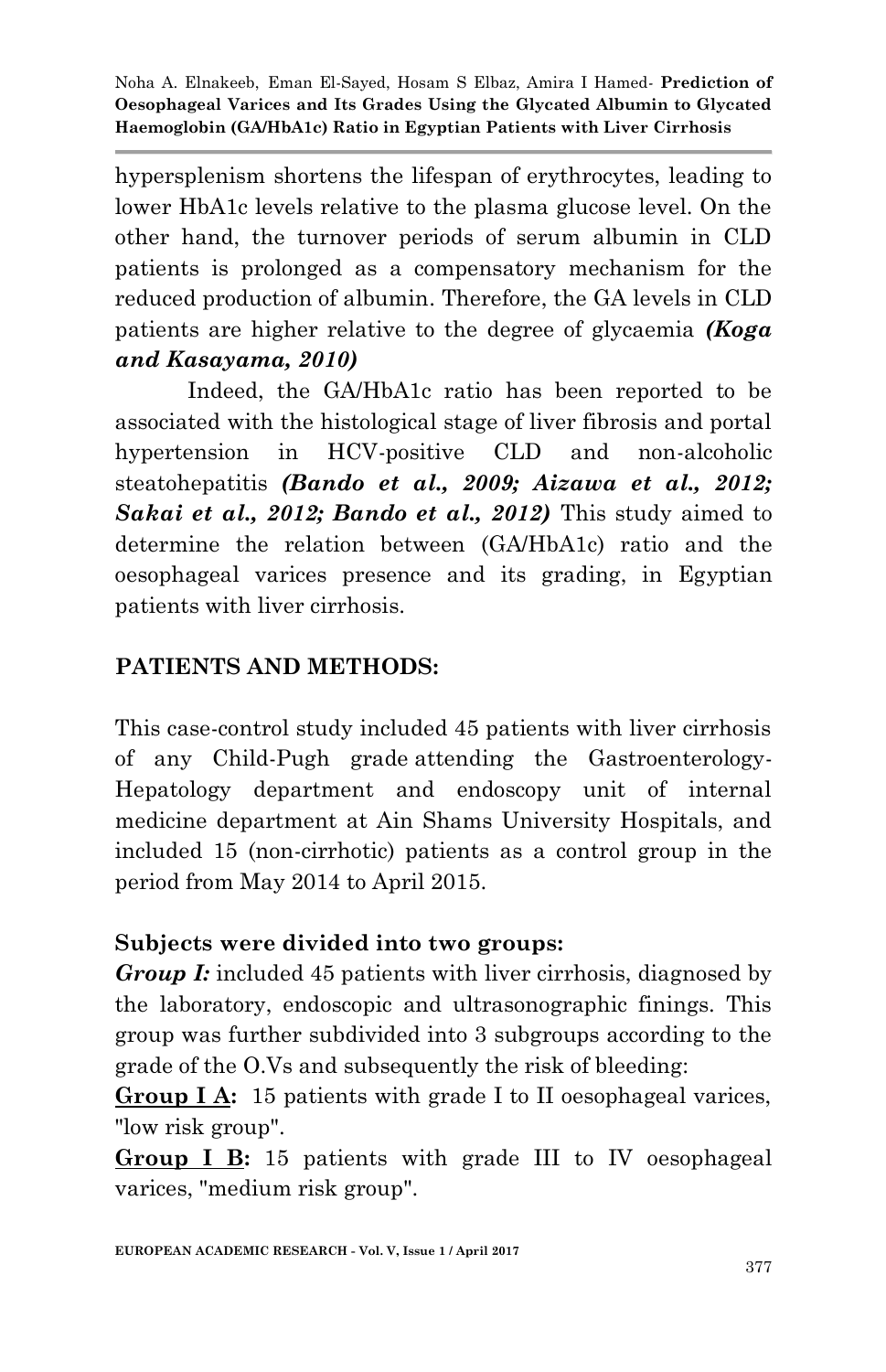hypersplenism shortens the lifespan of erythrocytes, leading to lower HbA1c levels relative to the plasma glucose level. On the other hand, the turnover periods of serum albumin in CLD patients is prolonged as a compensatory mechanism for the reduced production of albumin. Therefore, the GA levels in CLD patients are higher relative to the degree of glycaemia ***(Koga and Kasayama, 2010)***

Indeed, the GA/HbA1c ratio has been reported to be associated with the histological stage of liver fibrosis and portal hypertension in HCV-positive CLD and non-alcoholic steatohepatitis ***(Bando et al., 2009; Aizawa et al., 2012; Sakai et al., 2012; Bando et al., 2012)*** This study aimed to determine the relation between (GA/HbA1c) ratio and the oesophageal varices presence and its grading, in Egyptian patients with liver cirrhosis.

## PATIENTS AND METHODS:

This case-control study included 45 patients with liver cirrhosis of any Child-Pugh grade attending the Gastroenterology-Hepatology department and endoscopy unit of internal medicine department at Ain Shams University Hospitals, and included 15 (non-cirrhotic) patients as a control group in the period from May 2014 to April 2015.

### Subjects were divided into two groups:

***Group I:*** included 45 patients with liver cirrhosis, diagnosed by the laboratory, endoscopic and ultrasonographic finings. This group was further subdivided into 3 subgroups according to the grade of the O.Vs and subsequently the risk of bleeding:

**Group I A:** 15 patients with grade I to II oesophageal varices, "low risk group".

**Group I B:** 15 patients with grade III to IV oesophageal varices, "medium risk group".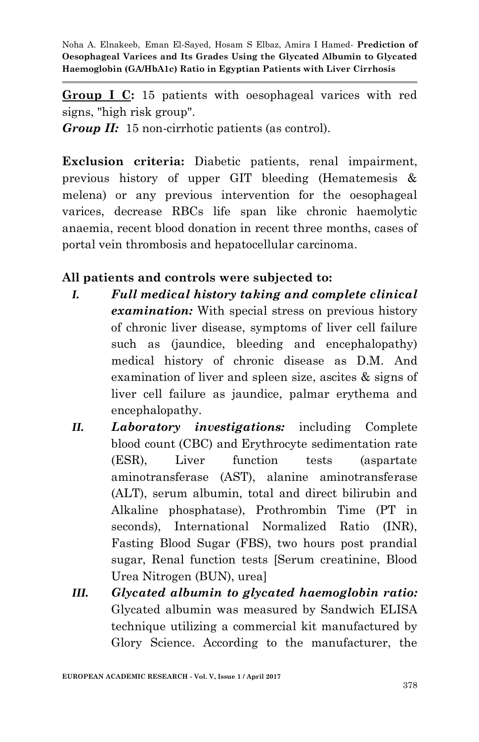**Group I C:** 15 patients with oesophageal varices with red signs, "high risk group".

***Group II:*** 15 non-cirrhotic patients (as control).

**Exclusion criteria:** Diabetic patients, renal impairment, previous history of upper GIT bleeding (Hematemesis & melena) or any previous intervention for the oesophageal varices, decrease RBCs life span like chronic haemolytic anaemia, recent blood donation in recent three months, cases of portal vein thrombosis and hepatocellular carcinoma.

**All patients and controls were subjected to:**

- ***I. Full medical history taking and complete clinical examination:*** With special stress on previous history of chronic liver disease, symptoms of liver cell failure such as (jaundice, bleeding and encephalopathy) medical history of chronic disease as D.M. And examination of liver and spleen size, ascites & signs of liver cell failure as jaundice, palmar erythema and encephalopathy.
- ***II. Laboratory investigations:*** including Complete blood count (CBC) and Erythrocyte sedimentation rate (ESR), Liver function tests (aspartate aminotransferase (AST), alanine aminotransferase (ALT), serum albumin, total and direct bilirubin and Alkaline phosphatase), Prothrombin Time (PT in seconds), International Normalized Ratio (INR), Fasting Blood Sugar (FBS), two hours post prandial sugar, Renal function tests [Serum creatinine, Blood Urea Nitrogen (BUN), urea]
- ***III. Glycated albumin to glycated haemoglobin ratio:*** Glycated albumin was measured by Sandwich ELISA technique utilizing a commercial kit manufactured by Glory Science. According to the manufacturer, the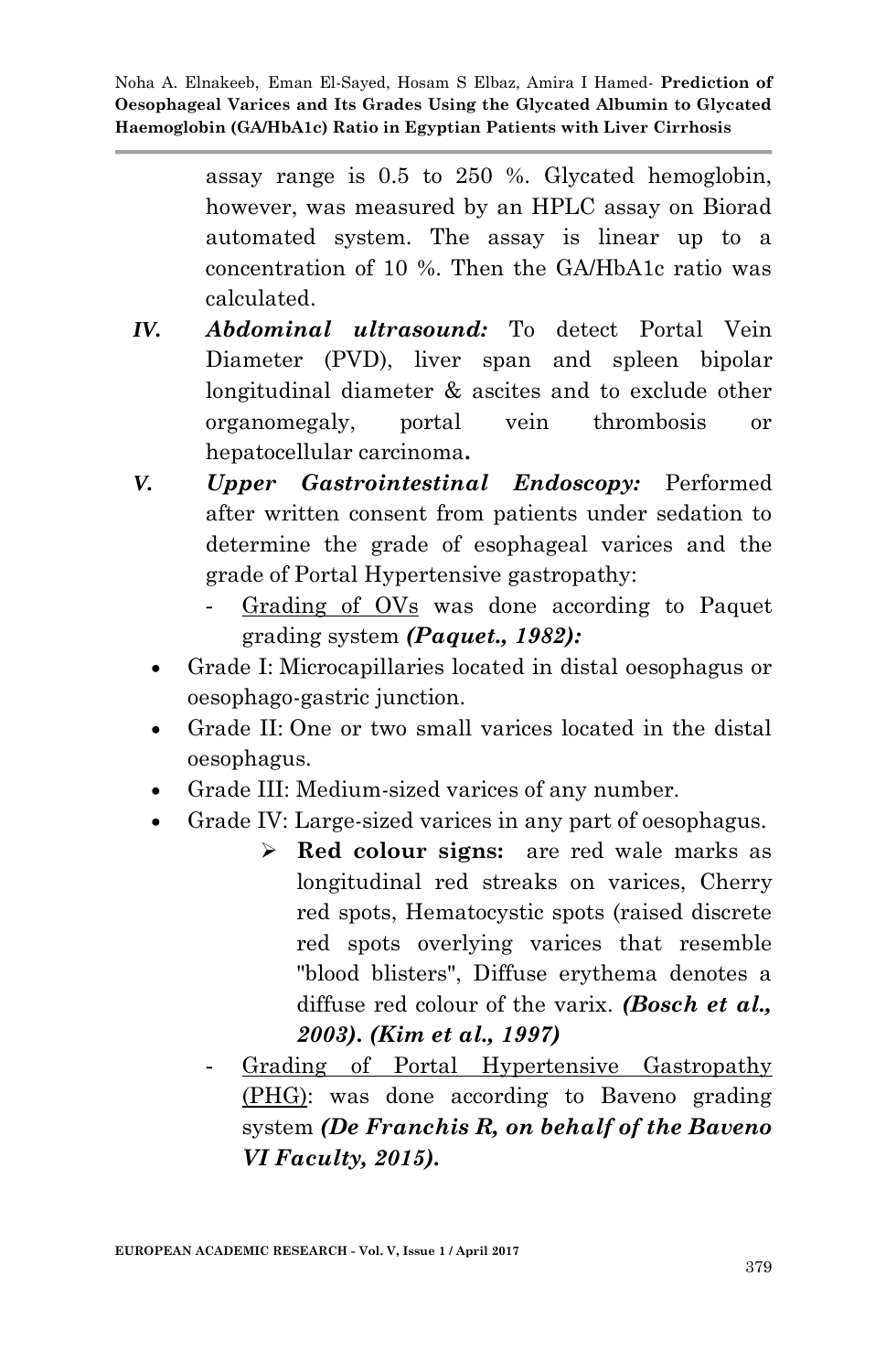assay range is 0.5 to 250 %. Glycated hemoglobin, however, was measured by an HPLC assay on Biorad automated system. The assay is linear up to a concentration of 10 %. Then the GA/HbA1c ratio was calculated.

**IV.** ***Abdominal ultrasound:*** To detect Portal Vein Diameter (PVD), liver span and spleen bipolar longitudinal diameter & ascites and to exclude other organomegaly, portal vein thrombosis or hepatocellular carcinoma**.**

**V.** ***Upper Gastrointestinal Endoscopy:*** Performed after written consent from patients under sedation to determine the grade of esophageal varices and the grade of Portal Hypertensive gastropathy:

- Grading of OVs was done according to Paquet grading system ***(Paquet., 1982):***
  - Grade I: Microcapillaries located in distal oesophagus or oesophago-gastric junction.
  - Grade II: One or two small varices located in the distal oesophagus.
  - Grade III: Medium-sized varices of any number.
  - Grade IV: Large-sized varices in any part of oesophagus.
    - **Red colour signs:** are red wale marks as longitudinal red streaks on varices, Cherry red spots, Hematocystic spots (raised discrete red spots overlying varices that resemble "blood blisters", Diffuse erythema denotes a diffuse red colour of the varix. ***(Bosch et al., 2003). (Kim et al., 1997)***
- Grading of Portal Hypertensive Gastropathy (PHG): was done according to Baveno grading system ***(De Franchis R, on behalf of the Baveno VI Faculty, 2015).***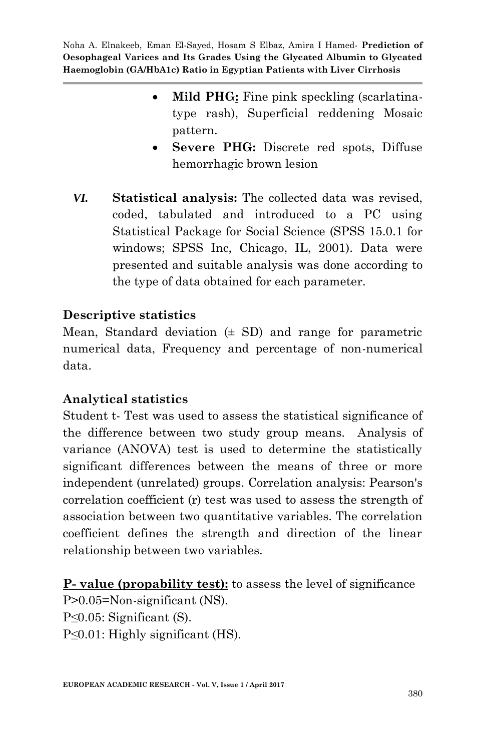- **Mild PHG:** Fine pink speckling (scarlatina-type rash), Superficial reddening Mosaic pattern.
- **Severe PHG:** Discrete red spots, Diffuse hemorrhagic brown lesion

***VI.*** **Statistical analysis:** The collected data was revised, coded, tabulated and introduced to a PC using Statistical Package for Social Science (SPSS 15.0.1 for windows; SPSS Inc, Chicago, IL, 2001). Data were presented and suitable analysis was done according to the type of data obtained for each parameter.

### Descriptive statistics

Mean, Standard deviation (± SD) and range for parametric numerical data, Frequency and percentage of non-numerical data.

### Analytical statistics

Student t- Test was used to assess the statistical significance of the difference between two study group means. Analysis of variance (ANOVA) test is used to determine the statistically significant differences between the means of three or more independent (unrelated) groups. Correlation analysis: Pearson's correlation coefficient (r) test was used to assess the strength of association between two quantitative variables. The correlation coefficient defines the strength and direction of the linear relationship between two variables.

**P- value (propability test):** to assess the level of significance
P>0.05=Non-significant (NS).
P≤0.05: Significant (S).
P≤0.01: Highly significant (HS).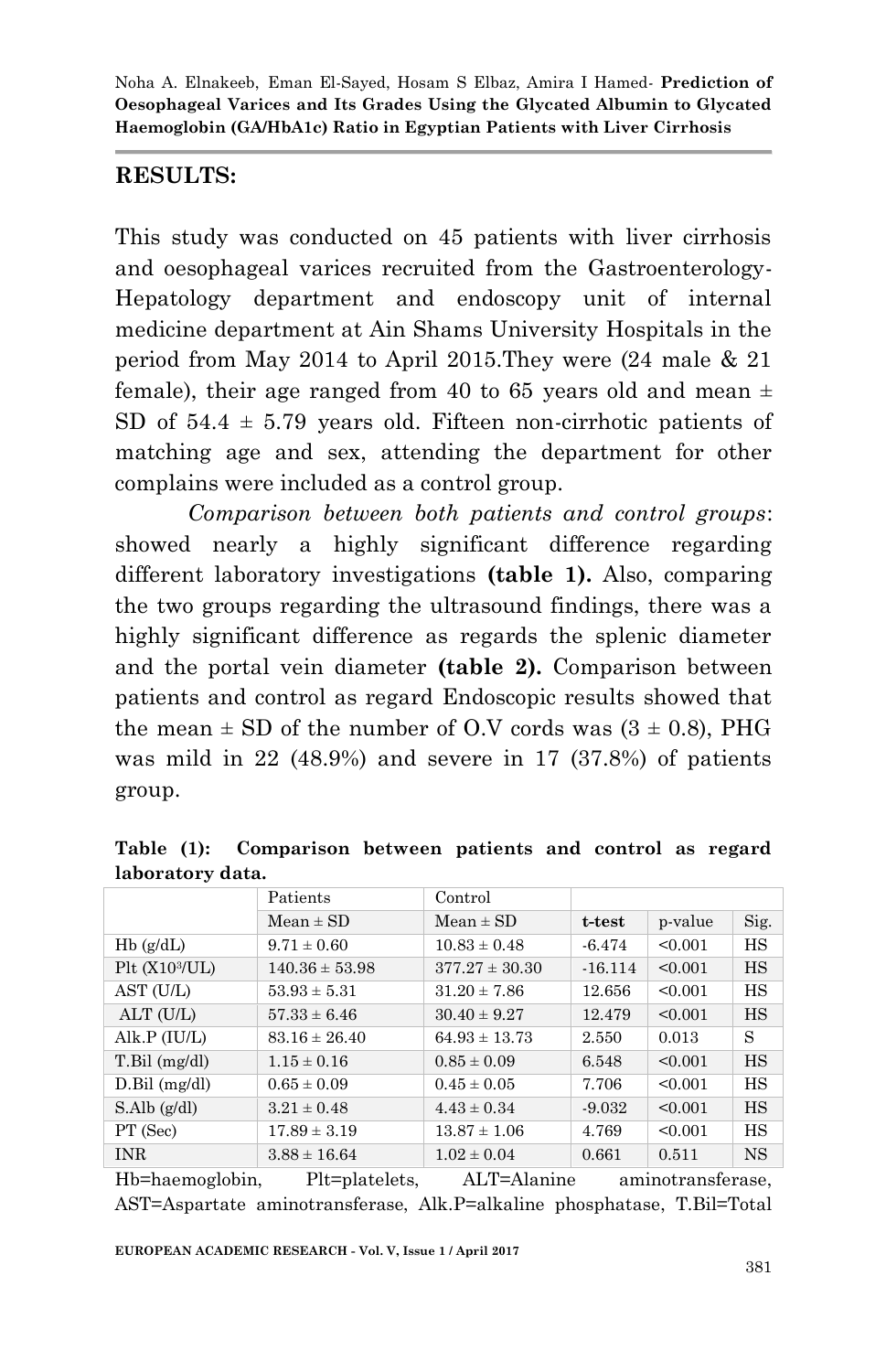## RESULTS:

This study was conducted on 45 patients with liver cirrhosis and oesophageal varices recruited from the Gastroenterology-Hepatology department and endoscopy unit of internal medicine department at Ain Shams University Hospitals in the period from May 2014 to April 2015.They were (24 male & 21 female), their age ranged from 40 to 65 years old and mean ± SD of 54.4 ± 5.79 years old. Fifteen non-cirrhotic patients of matching age and sex, attending the department for other complains were included as a control group.

*Comparison between both patients and control groups*: showed nearly a highly significant difference regarding different laboratory investigations **(table 1).** Also, comparing the two groups regarding the ultrasound findings, there was a highly significant difference as regards the splenic diameter and the portal vein diameter **(table 2).** Comparison between patients and control as regard Endoscopic results showed that the mean ± SD of the number of O.V cords was (3 ± 0.8), PHG was mild in 22 (48.9%) and severe in 17 (37.8%) of patients group.

**Table (1): Comparison between patients and control as regard laboratory data.**

| | Patients | Control | | | |
|---|---|---|---|---|---|
| | Mean ± SD | Mean ± SD | **t-test** | p-value | Sig. |
| Hb (g/dL) | 9.71 ± 0.60 | 10.83 ± 0.48 | -6.474 | <0.001 | HS |
| Plt ($X10^3$/UL) | 140.36 ± 53.98 | 377.27 ± 30.30 | -16.114 | <0.001 | HS |
| AST (U/L) | 53.93 ± 5.31 | 31.20 ± 7.86 | 12.656 | <0.001 | HS |
| ALT (U/L) | 57.33 ± 6.46 | 30.40 ± 9.27 | 12.479 | <0.001 | HS |
| Alk.P (IU/L) | 83.16 ± 26.40 | 64.93 ± 13.73 | 2.550 | 0.013 | S |
| T.Bil (mg/dl) | 1.15 ± 0.16 | 0.85 ± 0.09 | 6.548 | <0.001 | HS |
| D.Bil (mg/dl) | 0.65 ± 0.09 | 0.45 ± 0.05 | 7.706 | <0.001 | HS |
| S.Alb (g/dl) | 3.21 ± 0.48 | 4.43 ± 0.34 | -9.032 | <0.001 | HS |
| PT (Sec) | 17.89 ± 3.19 | 13.87 ± 1.06 | 4.769 | <0.001 | HS |
| INR | 3.88 ± 16.64 | 1.02 ± 0.04 | 0.661 | 0.511 | NS |

Hb=haemoglobin, Plt=platelets, ALT=Alanine aminotransferase, AST=Aspartate aminotransferase, Alk.P=alkaline phosphatase, T.Bil=Total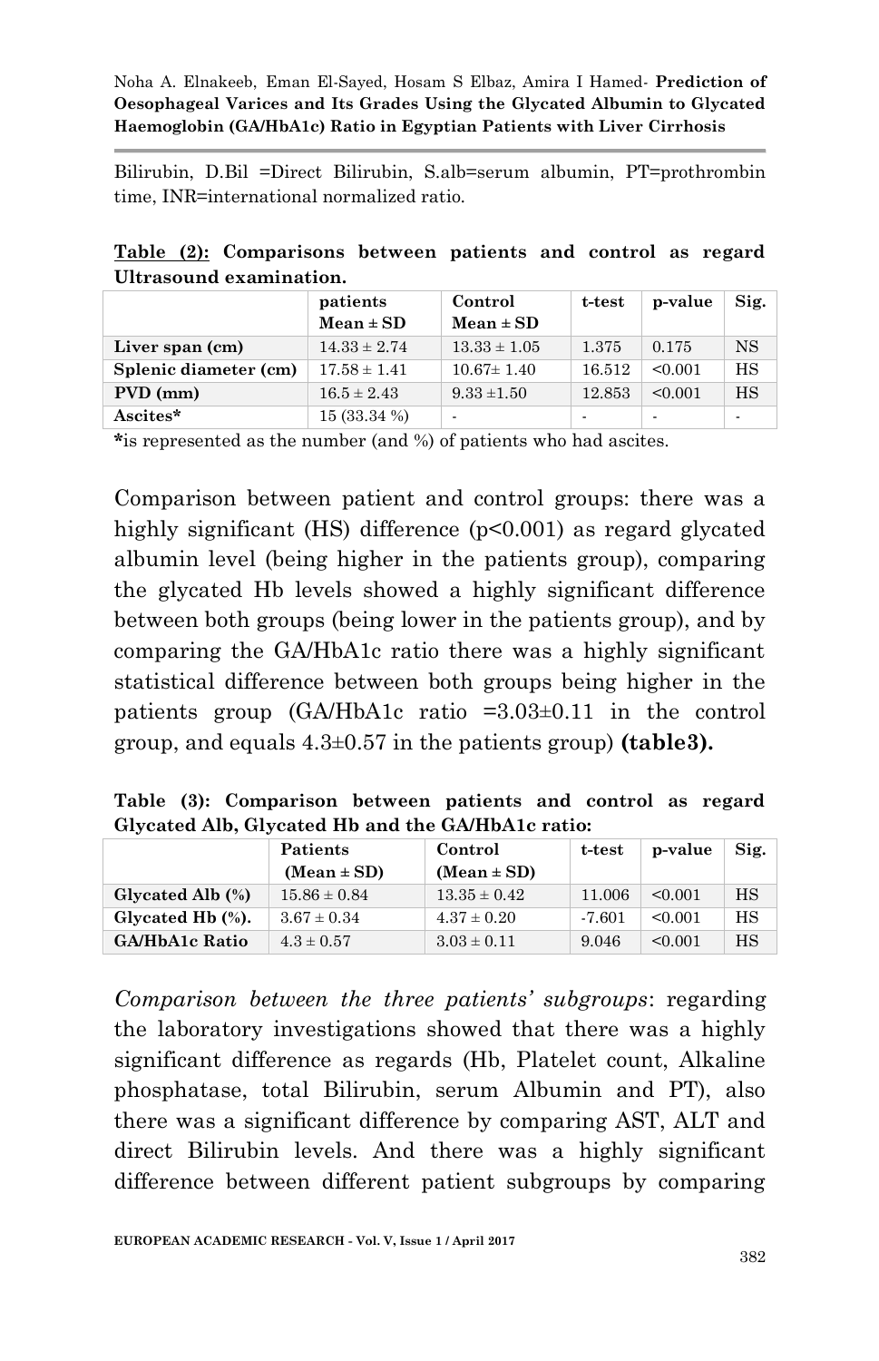Bilirubin, D.Bil =Direct Bilirubin, S.alb=serum albumin, PT=prothrombin time, INR=international normalized ratio.

**Table (2): Comparisons between patients and control as regard Ultrasound examination.**

| | patients Mean ± SD | Control Mean ± SD | t-test | p-value | Sig. |
|---|---|---|---|---|---|
| **Liver span (cm)** | 14.33 ± 2.74 | 13.33 ± 1.05 | 1.375 | 0.175 | NS |
| **Splenic diameter (cm)** | 17.58 ± 1.41 | 10.67± 1.40 | 16.512 | <0.001 | HS |
| **PVD (mm)** | 16.5 ± 2.43 | 9.33 ±1.50 | 12.853 | <0.001 | HS |
| **Ascites*** | 15 (33.34 %) | - | - | - | - |

***is represented as the number (and %) of patients who had ascites.

Comparison between patient and control groups: there was a highly significant (HS) difference (p<0.001) as regard glycated albumin level (being higher in the patients group), comparing the glycated Hb levels showed a highly significant difference between both groups (being lower in the patients group), and by comparing the GA/HbA1c ratio there was a highly significant statistical difference between both groups being higher in the patients group (GA/HbA1c ratio =3.03±0.11 in the control group, and equals 4.3±0.57 in the patients group) **(table3).**

**Table (3): Comparison between patients and control as regard Glycated Alb, Glycated Hb and the GA/HbA1c ratio:**

| | Patients (Mean ± SD) | Control (Mean ± SD) | t-test | p-value | Sig. |
|---|---|---|---|---|---|
| **Glycated Alb (%)** | 15.86 ± 0.84 | 13.35 ± 0.42 | 11.006 | <0.001 | HS |
| **Glycated Hb (%).** | 3.67 ± 0.34 | 4.37 ± 0.20 | -7.601 | <0.001 | HS |
| **GA/HbA1c Ratio** | 4.3 ± 0.57 | 3.03 ± 0.11 | 9.046 | <0.001 | HS |

*Comparison between the three patients' subgroups*: regarding the laboratory investigations showed that there was a highly significant difference as regards (Hb, Platelet count, Alkaline phosphatase, total Bilirubin, serum Albumin and PT), also there was a significant difference by comparing AST, ALT and direct Bilirubin levels. And there was a highly significant difference between different patient subgroups by comparing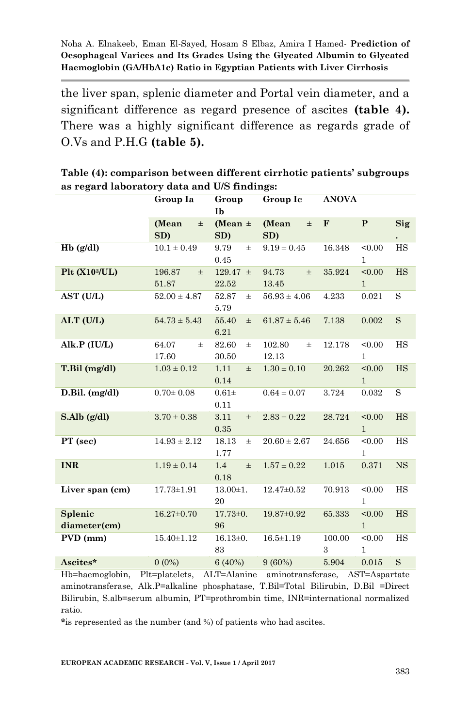the liver span, splenic diameter and Portal vein diameter, and a significant difference as regard presence of ascites **(table 4).** There was a highly significant difference as regards grade of O.Vs and P.H.G **(table 5).**

**Table (4): comparison between different cirrhotic patients' subgroups as regard laboratory data and U/S findings:**

| | Group Ia | Group Ib | Group Ic | ANOVA | | |
|---|---|---|---|---|---|---|
| | (Mean ± SD) | (Mean ± SD) | (Mean ± SD) | F | P | Sig. |
| **Hb (g/dl)** | 10.1 ± 0.49 | 9.79 ± 0.45 | 9.19 ± 0.45 | 16.348 | <0.001 | HS |
| **Plt (X10³/UL)** | 196.87 ± 51.87 | 129.47 ± 22.52 | 94.73 ± 13.45 | 35.924 | <0.001 | HS |
| **AST (U/L)** | 52.00 ± 4.87 | 52.87 ± 5.79 | 56.93 ± 4.06 | 4.233 | 0.021 | S |
| **ALT (U/L)** | 54.73 ± 5.43 | 55.40 ± 6.21 | 61.87 ± 5.46 | 7.138 | 0.002 | S |
| **Alk.P (IU/L)** | 64.07 ± 17.60 | 82.60 ± 30.50 | 102.80 ± 12.13 | 12.178 | <0.001 | HS |
| **T.Bil (mg/dl)** | 1.03 ± 0.12 | 1.11 ± 0.14 | 1.30 ± 0.10 | 20.262 | <0.001 | HS |
| **D.Bil. (mg/dl)** | 0.70± 0.08 | 0.61± 0.11 | 0.64 ± 0.07 | 3.724 | 0.032 | S |
| **S.Alb (g/dl)** | 3.70 ± 0.38 | 3.11 ± 0.35 | 2.83 ± 0.22 | 28.724 | <0.001 | HS |
| **PT (sec)** | 14.93 ± 2.12 | 18.13 ± 1.77 | 20.60 ± 2.67 | 24.656 | <0.001 | HS |
| **INR** | 1.19 ± 0.14 | 1.4 ± 0.18 | 1.57 ± 0.22 | 1.015 | 0.371 | NS |
| **Liver span (cm)** | 17.73±1.91 | 13.00±1.20 | 12.47±0.52 | 70.913 | <0.001 | HS |
| **Splenic diameter(cm)** | 16.27±0.70 | 17.73±0.96 | 19.87±0.92 | 65.333 | <0.001 | HS |
| **PVD (mm)** | 15.40±1.12 | 16.13±0.83 | 16.5±1.19 | 100.003 | <0.001 | HS |
| **Ascites*** | 0 (0%) | 6 (40%) | 9 (60%) | 5.904 | 0.015 | S |

Hb=haemoglobin, Plt=platelets, ALT=Alanine aminotransferase, AST=Aspartate aminotransferase, Alk.P=alkaline phosphatase, T.Bil=Total Bilirubin, D.Bil =Direct Bilirubin, S.alb=serum albumin, PT=prothrombin time, INR=international normalized ratio.

***is represented as the number (and %) of patients who had ascites.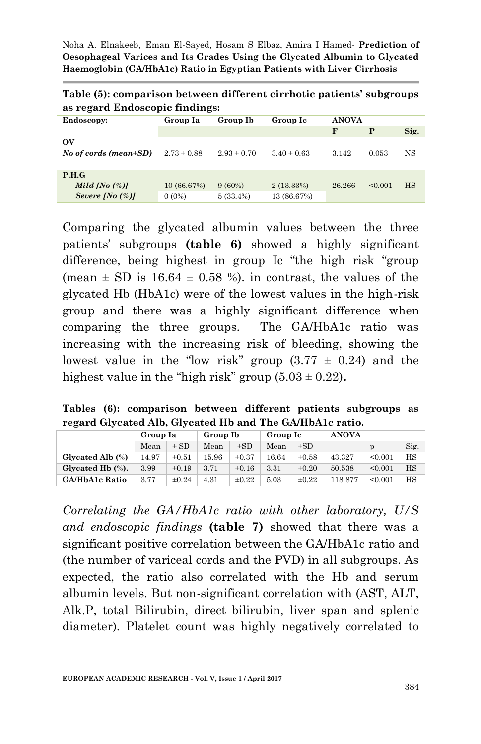**Table (5): comparison between different cirrhotic patients' subgroups as regard Endoscopic findings:**

| Endoscopy: | Group Ia | Group Ib | Group Ic | ANOVA | | |
|---|---|---|---|---|---|---|
| | | | | F | P | Sig. |
| **OV** | | | | | | |
| ***No of cords (mean±SD)*** | 2.73 ± 0.88 | 2.93 ± 0.70 | 3.40 ± 0.63 | 3.142 | 0.053 | NS |
| **P.H.G** | | | | | | |
| ***Mild [No (%)]*** | 10 (66.67%) | 9 (60%) | 2 (13.33%) | 26.266 | <0.001 | HS |
| ***Severe [No (%)]*** | 0 (0%) | 5 (33.4%) | 13 (86.67%) | | | |

Comparing the glycated albumin values between the three patients' subgroups **(table 6)** showed a highly significant difference, being highest in group Ic "the high risk "group (mean ± SD is 16.64 ± 0.58 %). in contrast, the values of the glycated Hb (HbA1c) were of the lowest values in the high-risk group and there was a highly significant difference when comparing the three groups. The GA/HbA1c ratio was increasing with the increasing risk of bleeding, showing the lowest value in the "low risk" group (3.77 ± 0.24) and the highest value in the "high risk" group (5.03 ± 0.22)**.**

**Tables (6): comparison between different patients subgroups as regard Glycated Alb, Glycated Hb and The GA/HbA1c ratio.**

| | Group Ia | | Group Ib | | Group Ic | | ANOVA | | |
|---|---|---|---|---|---|---|---|---|---|
| | Mean | ± SD | Mean | ±SD | Mean | ±SD | | p | Sig. |
| **Glycated Alb (%)** | 14.97 | ±0.51 | 15.96 | ±0.37 | 16.64 | ±0.58 | 43.327 | <0.001 | HS |
| **Glycated Hb (%).** | 3.99 | ±0.19 | 3.71 | ±0.16 | 3.31 | ±0.20 | 50.538 | <0.001 | HS |
| **GA/HbA1c Ratio** | 3.77 | ±0.24 | 4.31 | ±0.22 | 5.03 | ±0.22 | 118.877 | <0.001 | HS |

*Correlating the GA/HbA1c ratio with other laboratory, U/S and endoscopic findings* **(table 7)** showed that there was a significant positive correlation between the GA/HbA1c ratio and (the number of variceal cords and the PVD) in all subgroups. As expected, the ratio also correlated with the Hb and serum albumin levels. But non-significant correlation with (AST, ALT, Alk.P, total Bilirubin, direct bilirubin, liver span and splenic diameter). Platelet count was highly negatively correlated to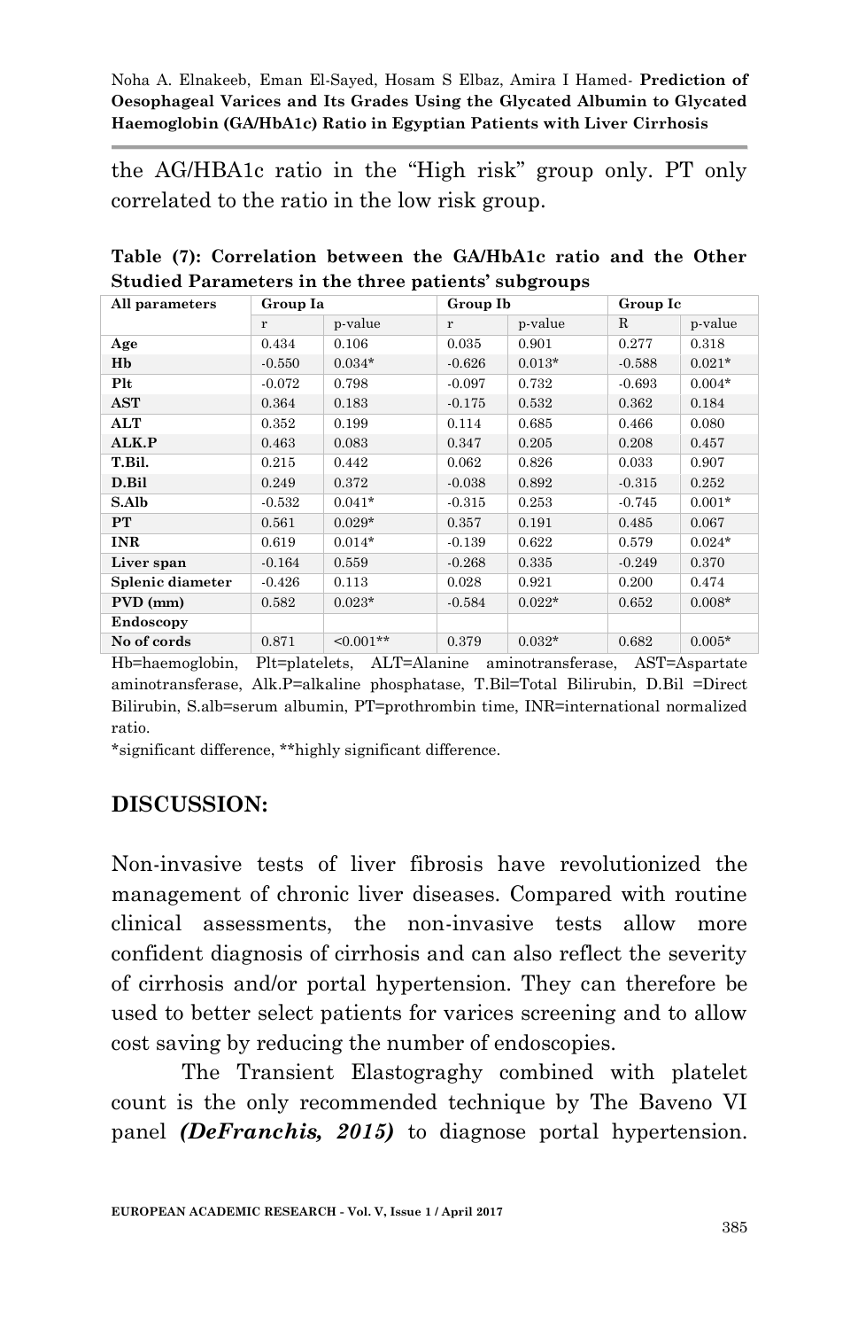the AG/HBA1c ratio in the "High risk" group only. PT only correlated to the ratio in the low risk group.

**Table (7): Correlation between the GA/HbA1c ratio and the Other Studied Parameters in the three patients' subgroups**

| All parameters | Group Ia | | Group Ib | | Group Ic | |
|---|---|---|---|---|---|---|
| | r | p-value | r | p-value | R | p-value |
| **Age** | 0.434 | 0.106 | 0.035 | 0.901 | 0.277 | 0.318 |
| **Hb** | -0.550 | 0.034* | -0.626 | 0.013* | -0.588 | 0.021* |
| **Plt** | -0.072 | 0.798 | -0.097 | 0.732 | -0.693 | 0.004* |
| **AST** | 0.364 | 0.183 | -0.175 | 0.532 | 0.362 | 0.184 |
| **ALT** | 0.352 | 0.199 | 0.114 | 0.685 | 0.466 | 0.080 |
| **ALK.P** | 0.463 | 0.083 | 0.347 | 0.205 | 0.208 | 0.457 |
| **T.Bil.** | 0.215 | 0.442 | 0.062 | 0.826 | 0.033 | 0.907 |
| **D.Bil** | 0.249 | 0.372 | -0.038 | 0.892 | -0.315 | 0.252 |
| **S.Alb** | -0.532 | 0.041* | -0.315 | 0.253 | -0.745 | 0.001* |
| **PT** | 0.561 | 0.029* | 0.357 | 0.191 | 0.485 | 0.067 |
| **INR** | 0.619 | 0.014* | -0.139 | 0.622 | 0.579 | 0.024* |
| **Liver span** | -0.164 | 0.559 | -0.268 | 0.335 | -0.249 | 0.370 |
| **Splenic diameter** | -0.426 | 0.113 | 0.028 | 0.921 | 0.200 | 0.474 |
| **PVD (mm)** | 0.582 | 0.023* | -0.584 | 0.022* | 0.652 | 0.008* |
| **Endoscopy** | | | | | | |
| **No of cords** | 0.871 | <0.001** | 0.379 | 0.032* | 0.682 | 0.005* |

Hb=haemoglobin, Plt=platelets, ALT=Alanine aminotransferase, AST=Aspartate aminotransferase, Alk.P=alkaline phosphatase, T.Bil=Total Bilirubin, D.Bil =Direct Bilirubin, S.alb=serum albumin, PT=prothrombin time, INR=international normalized ratio.

*significant difference, **highly significant difference.

## DISCUSSION:

Non-invasive tests of liver fibrosis have revolutionized the management of chronic liver diseases. Compared with routine clinical assessments, the non-invasive tests allow more confident diagnosis of cirrhosis and can also reflect the severity of cirrhosis and/or portal hypertension. They can therefore be used to better select patients for varices screening and to allow cost saving by reducing the number of endoscopies.

The Transient Elastograghy combined with platelet count is the only recommended technique by The Baveno VI panel ***(DeFranchis, 2015)*** to diagnose portal hypertension.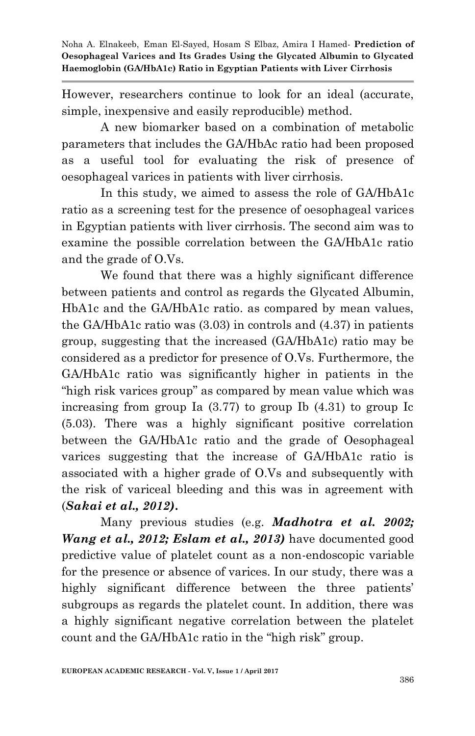However, researchers continue to look for an ideal (accurate, simple, inexpensive and easily reproducible) method.

A new biomarker based on a combination of metabolic parameters that includes the GA/HbAc ratio had been proposed as a useful tool for evaluating the risk of presence of oesophageal varices in patients with liver cirrhosis.

In this study, we aimed to assess the role of GA/HbA1c ratio as a screening test for the presence of oesophageal varices in Egyptian patients with liver cirrhosis. The second aim was to examine the possible correlation between the GA/HbA1c ratio and the grade of O.Vs.

We found that there was a highly significant difference between patients and control as regards the Glycated Albumin, HbA1c and the GA/HbA1c ratio. as compared by mean values, the GA/HbA1c ratio was (3.03) in controls and (4.37) in patients group, suggesting that the increased (GA/HbA1c) ratio may be considered as a predictor for presence of O.Vs. Furthermore, the GA/HbA1c ratio was significantly higher in patients in the "high risk varices group" as compared by mean value which was increasing from group Ia (3.77) to group Ib (4.31) to group Ic (5.03). There was a highly significant positive correlation between the GA/HbA1c ratio and the grade of Oesophageal varices suggesting that the increase of GA/HbA1c ratio is associated with a higher grade of O.Vs and subsequently with the risk of variceal bleeding and this was in agreement with (***Sakai et al., 2012)***.

Many previous studies (e.g. ***Madhotra et al. 2002; Wang et al., 2012; Eslam et al., 2013)*** have documented good predictive value of platelet count as a non-endoscopic variable for the presence or absence of varices. In our study, there was a highly significant difference between the three patients' subgroups as regards the platelet count. In addition, there was a highly significant negative correlation between the platelet count and the GA/HbA1c ratio in the "high risk" group.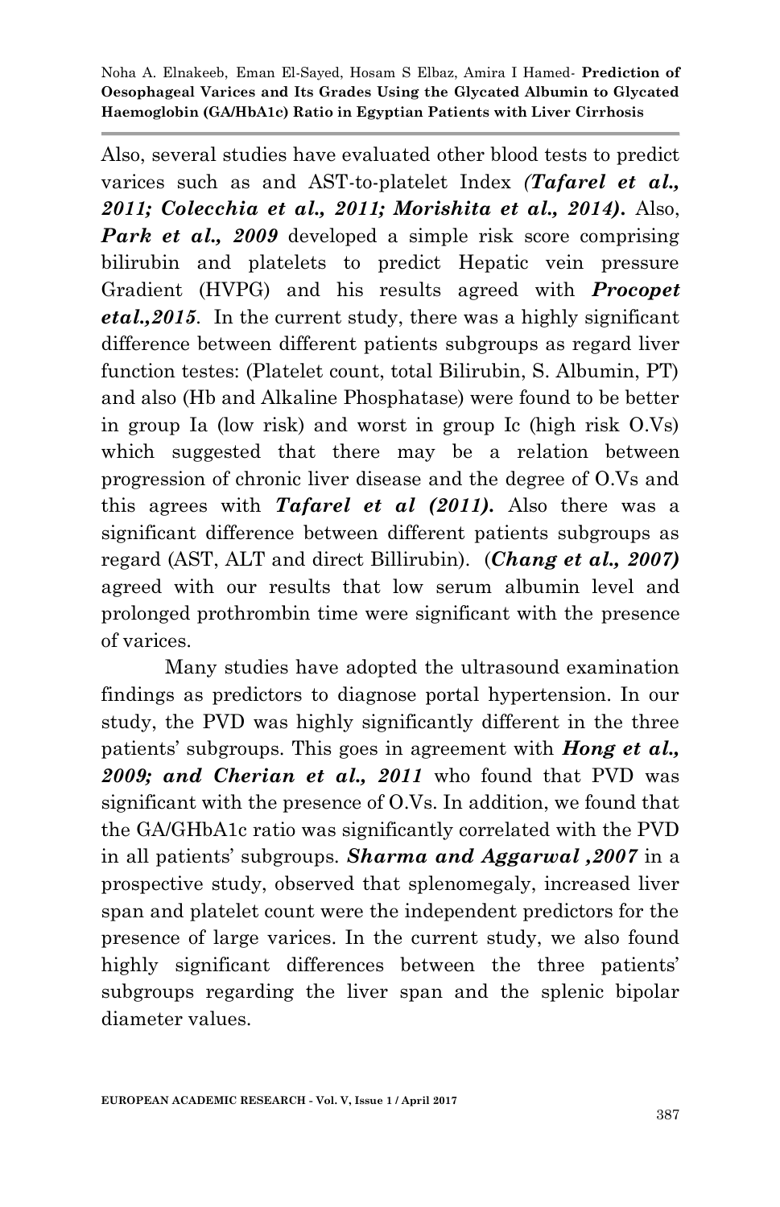Also, several studies have evaluated other blood tests to predict varices such as and AST-to-platelet Index ***(Tafarel et al., 2011; Colecchia et al., 2011; Morishita et al., 2014).*** Also, ***Park et al., 2009*** developed a simple risk score comprising bilirubin and platelets to predict Hepatic vein pressure Gradient (HVPG) and his results agreed with ***Procopet etal.,2015***. In the current study, there was a highly significant difference between different patients subgroups as regard liver function testes: (Platelet count, total Bilirubin, S. Albumin, PT) and also (Hb and Alkaline Phosphatase) were found to be better in group Ia (low risk) and worst in group Ic (high risk O.Vs) which suggested that there may be a relation between progression of chronic liver disease and the degree of O.Vs and this agrees with ***Tafarel et al (2011).*** Also there was a significant difference between different patients subgroups as regard (AST, ALT and direct Billirubin). (***Chang et al., 2007)*** agreed with our results that low serum albumin level and prolonged prothrombin time were significant with the presence of varices.

Many studies have adopted the ultrasound examination findings as predictors to diagnose portal hypertension. In our study, the PVD was highly significantly different in the three patients' subgroups. This goes in agreement with ***Hong et al., 2009; and Cherian et al., 2011*** who found that PVD was significant with the presence of O.Vs. In addition, we found that the GA/GHbA1c ratio was significantly correlated with the PVD in all patients' subgroups. ***Sharma and Aggarwal ,2007*** in a prospective study, observed that splenomegaly, increased liver span and platelet count were the independent predictors for the presence of large varices. In the current study, we also found highly significant differences between the three patients' subgroups regarding the liver span and the splenic bipolar diameter values.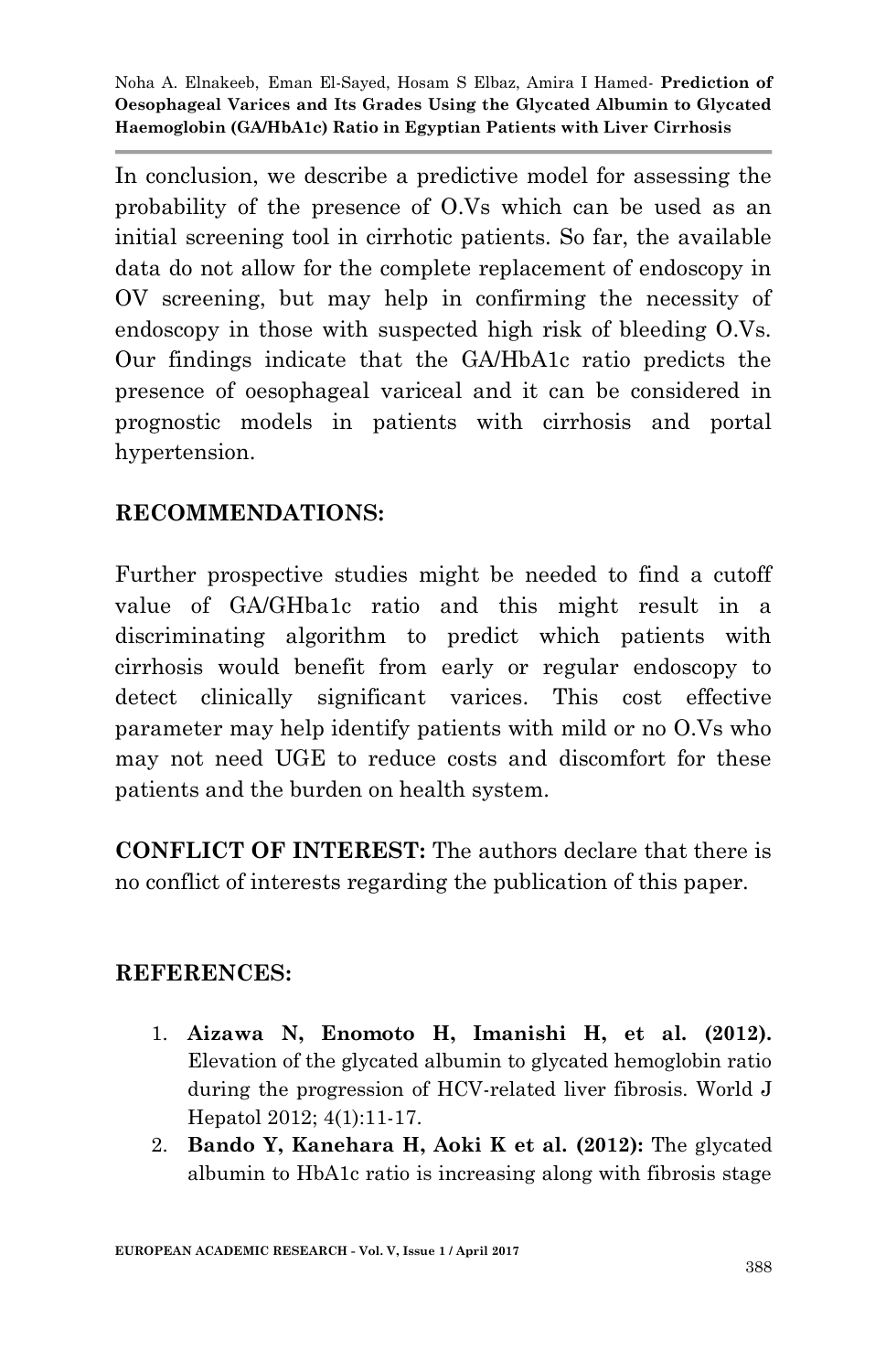In conclusion, we describe a predictive model for assessing the probability of the presence of O.Vs which can be used as an initial screening tool in cirrhotic patients. So far, the available data do not allow for the complete replacement of endoscopy in OV screening, but may help in confirming the necessity of endoscopy in those with suspected high risk of bleeding O.Vs. Our findings indicate that the GA/HbA1c ratio predicts the presence of oesophageal variceal and it can be considered in prognostic models in patients with cirrhosis and portal hypertension.

## RECOMMENDATIONS:

Further prospective studies might be needed to find a cutoff value of GA/GHba1c ratio and this might result in a discriminating algorithm to predict which patients with cirrhosis would benefit from early or regular endoscopy to detect clinically significant varices. This cost effective parameter may help identify patients with mild or no O.Vs who may not need UGE to reduce costs and discomfort for these patients and the burden on health system.

**CONFLICT OF INTEREST:** The authors declare that there is no conflict of interests regarding the publication of this paper.

## REFERENCES:

1. **Aizawa N, Enomoto H, Imanishi H, et al. (2012).** Elevation of the glycated albumin to glycated hemoglobin ratio during the progression of HCV-related liver fibrosis. World J Hepatol 2012; 4(1):11-17.
2. **Bando Y, Kanehara H, Aoki K et al. (2012):** The glycated albumin to HbA1c ratio is increasing along with fibrosis stage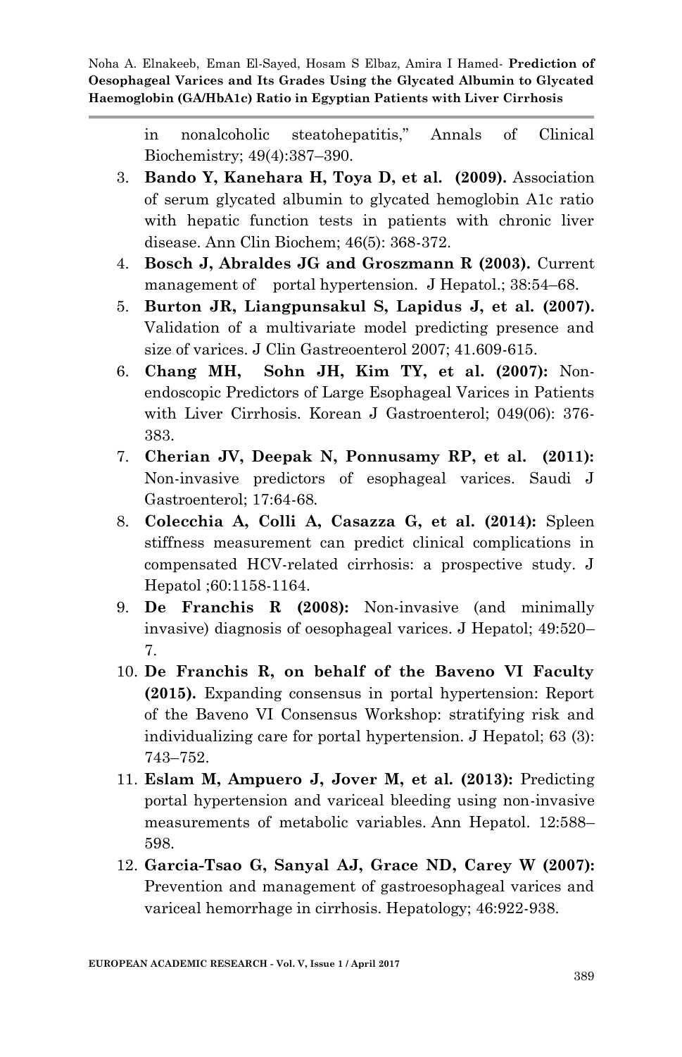in nonalcoholic steatohepatitis," Annals of Clinical Biochemistry; 49(4):387–390.

3. **Bando Y, Kanehara H, Toya D, et al. (2009).** Association of serum glycated albumin to glycated hemoglobin A1c ratio with hepatic function tests in patients with chronic liver disease. Ann Clin Biochem; 46(5): 368-372.
4. **Bosch J, Abraldes JG and Groszmann R (2003).** Current management of portal hypertension. J Hepatol.; 38:54–68.
5. **Burton JR, Liangpunsakul S, Lapidus J, et al. (2007).** Validation of a multivariate model predicting presence and size of varices. J Clin Gastreoenterol 2007; 41.609-615.
6. **Chang MH, Sohn JH, Kim TY, et al. (2007):** Non-endoscopic Predictors of Large Esophageal Varices in Patients with Liver Cirrhosis. Korean J Gastroenterol; 049(06): 376-383.
7. **Cherian JV, Deepak N, Ponnusamy RP, et al. (2011):** Non-invasive predictors of esophageal varices. Saudi J Gastroenterol; 17:64-68.
8. **Colecchia A, Colli A, Casazza G, et al. (2014):** Spleen stiffness measurement can predict clinical complications in compensated HCV-related cirrhosis: a prospective study. J Hepatol ;60:1158-1164.
9. **De Franchis R (2008):** Non-invasive (and minimally invasive) diagnosis of oesophageal varices. J Hepatol; 49:520–7.
10. **De Franchis R, on behalf of the Baveno VI Faculty (2015).** Expanding consensus in portal hypertension: Report of the Baveno VI Consensus Workshop: stratifying risk and individualizing care for portal hypertension. J Hepatol; 63 (3): 743–752.
11. **Eslam M, Ampuero J, Jover M, et al. (2013):** Predicting portal hypertension and variceal bleeding using non-invasive measurements of metabolic variables. Ann Hepatol. 12:588–598.
12. **Garcia-Tsao G, Sanyal AJ, Grace ND, Carey W (2007):** Prevention and management of gastroesophageal varices and variceal hemorrhage in cirrhosis. Hepatology; 46:922-938.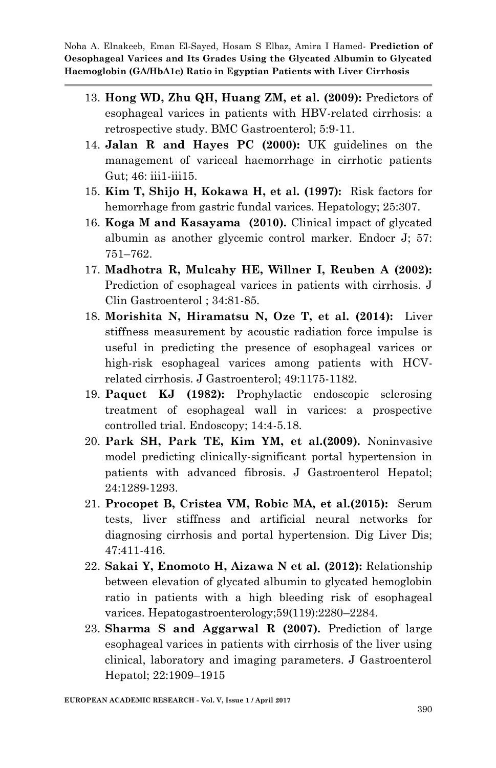13. **Hong WD, Zhu QH, Huang ZM, et al. (2009):** Predictors of esophageal varices in patients with HBV-related cirrhosis: a retrospective study. BMC Gastroenterol; 5:9-11.
14. **Jalan R and Hayes PC (2000):** UK guidelines on the management of variceal haemorrhage in cirrhotic patients Gut; 46: iii1-iii15.
15. **Kim T, Shijo H, Kokawa H, et al. (1997):** Risk factors for hemorrhage from gastric fundal varices. Hepatology; 25:307.
16. **Koga M and Kasayama (2010).** Clinical impact of glycated albumin as another glycemic control marker. Endocr J; 57: 751–762.
17. **Madhotra R, Mulcahy HE, Willner I, Reuben A (2002):** Prediction of esophageal varices in patients with cirrhosis. J Clin Gastroenterol ; 34:81-85.
18. **Morishita N, Hiramatsu N, Oze T, et al. (2014):** Liver stiffness measurement by acoustic radiation force impulse is useful in predicting the presence of esophageal varices or high-risk esophageal varices among patients with HCV-related cirrhosis. J Gastroenterol; 49:1175-1182.
19. **Paquet KJ (1982):** Prophylactic endoscopic sclerosing treatment of esophageal wall in varices: a prospective controlled trial. Endoscopy; 14:4-5.18.
20. **Park SH, Park TE, Kim YM, et al.(2009).** Noninvasive model predicting clinically-significant portal hypertension in patients with advanced fibrosis. J Gastroenterol Hepatol; 24:1289-1293.
21. **Procopet B, Cristea VM, Robic MA, et al.(2015):** Serum tests, liver stiffness and artificial neural networks for diagnosing cirrhosis and portal hypertension. Dig Liver Dis; 47:411-416.
22. **Sakai Y, Enomoto H, Aizawa N et al. (2012):** Relationship between elevation of glycated albumin to glycated hemoglobin ratio in patients with a high bleeding risk of esophageal varices. Hepatogastroenterology;59(119):2280–2284.
23. **Sharma S and Aggarwal R (2007).** Prediction of large esophageal varices in patients with cirrhosis of the liver using clinical, laboratory and imaging parameters. J Gastroenterol Hepatol; 22:1909–1915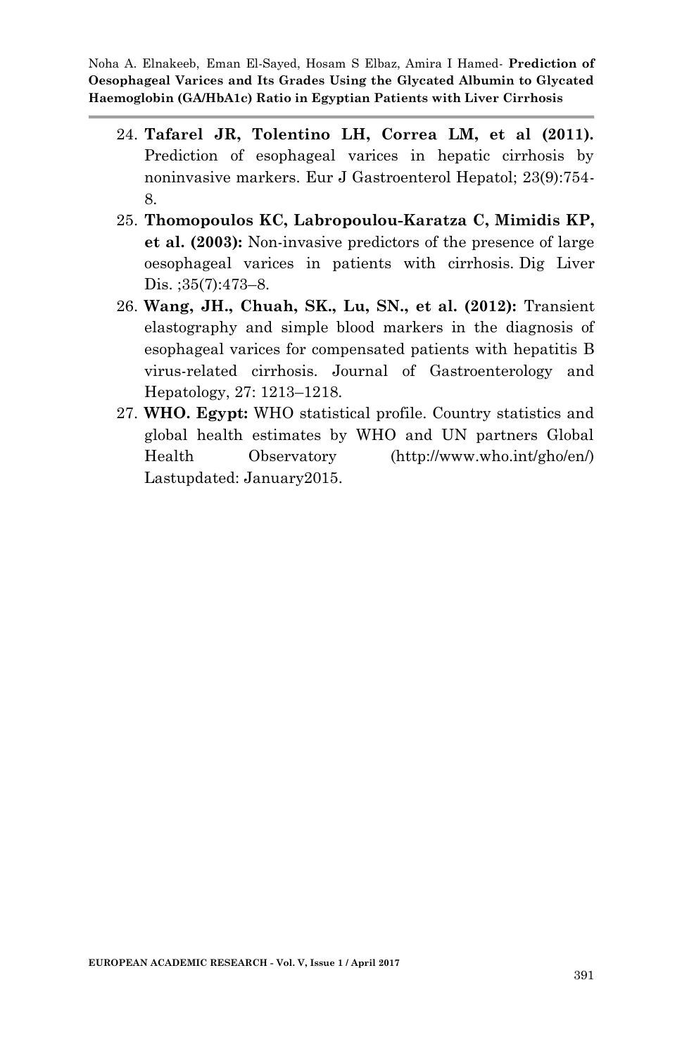24. **Tafarel JR, Tolentino LH, Correa LM, et al (2011).** Prediction of esophageal varices in hepatic cirrhosis by noninvasive markers. Eur J Gastroenterol Hepatol; 23(9):754-8.
25. **Thomopoulos KC, Labropoulou-Karatza C, Mimidis KP, et al. (2003):** Non-invasive predictors of the presence of large oesophageal varices in patients with cirrhosis. Dig Liver Dis. ;35(7):473–8.
26. **Wang, JH., Chuah, SK., Lu, SN., et al. (2012):** Transient elastography and simple blood markers in the diagnosis of esophageal varices for compensated patients with hepatitis B virus-related cirrhosis. Journal of Gastroenterology and Hepatology, 27: 1213–1218.
27. **WHO. Egypt:** WHO statistical profile. Country statistics and global health estimates by WHO and UN partners Global Health Observatory (http://www.who.int/gho/en/) Lastupdated: January2015.